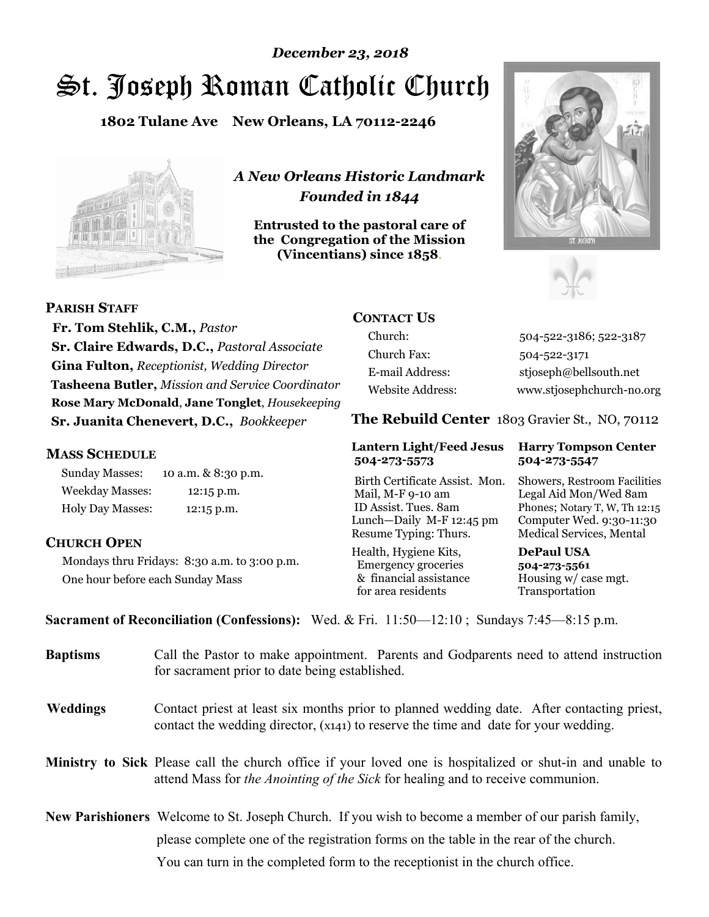*December 23, 2018*

# St. Joseph Roman Catholic Church

**1802 Tulane Ave New Orleans, LA 70112-2246**

*A New Orleans Historic Landmark*
*Founded in 1844*

**Entrusted to the pastoral care of the Congregation of the Mission (Vincentians) since 1858.**

**PARISH STAFF**

**Fr. Tom Stehlik, C.M.,** *Pastor*
**Sr. Claire Edwards, D.C.,** *Pastoral Associate*
**Gina Fulton,** *Receptionist, Wedding Director*
**Tasheena Butler,** *Mission and Service Coordinator*
**Rose Mary McDonald**, **Jane Tonglet**, *Housekeeping*
**Sr. Juanita Chenevert, D.C.,** *Bookkeeper*

**MASS SCHEDULE**

| | |
|---|---|
| Sunday Masses: | 10 a.m. & 8:30 p.m. |
| Weekday Masses: | 12:15 p.m. |
| Holy Day Masses: | 12:15 p.m. |

**CHURCH OPEN**

Mondays thru Fridays: 8:30 a.m. to 3:00 p.m.
One hour before each Sunday Mass

**CONTACT US**

| | |
|---|---|
| Church: | 504-522-3186; 522-3187 |
| Church Fax: | 504-522-3171 |
| E-mail Address: | stjoseph@bellsouth.net |
| Website Address: | www.stjosephchurch-no.org |

**The Rebuild Center** 1803 Gravier St., NO, 70112

| **Lantern Light/Feed Jesus 504-273-5573** | **Harry Tompson Center 504-273-5547** |
|---|---|
| Birth Certificate Assist. Mon. Mail, M-F 9-10 am ID Assist. Tues. 8am Lunch—Daily M-F 12:45 pm Resume Typing: Thurs. | Showers, Restroom Facilities Legal Aid Mon/Wed 8am Phones; Notary T, W, Th 12:15 Computer Wed. 9:30-11:30 Medical Services, Mental |
| Health, Hygiene Kits, Emergency groceries & financial assistance for area residents | **DePaul USA 504-273-5561** Housing w/ case mgt. Transportation |

**Sacrament of Reconciliation (Confessions):** Wed. & Fri. 11:50—12:10 ; Sundays 7:45—8:15 p.m.

**Baptisms** Call the Pastor to make appointment. Parents and Godparents need to attend instruction for sacrament prior to date being established.

**Weddings** Contact priest at least six months prior to planned wedding date. After contacting priest, contact the wedding director, (x141) to reserve the time and date for your wedding.

**Ministry to Sick** Please call the church office if your loved one is hospitalized or shut-in and unable to attend Mass for *the Anointing of the Sick* for healing and to receive communion.

**New Parishioners** Welcome to St. Joseph Church. If you wish to become a member of our parish family, please complete one of the registration forms on the table in the rear of the church. You can turn in the completed form to the receptionist in the church office.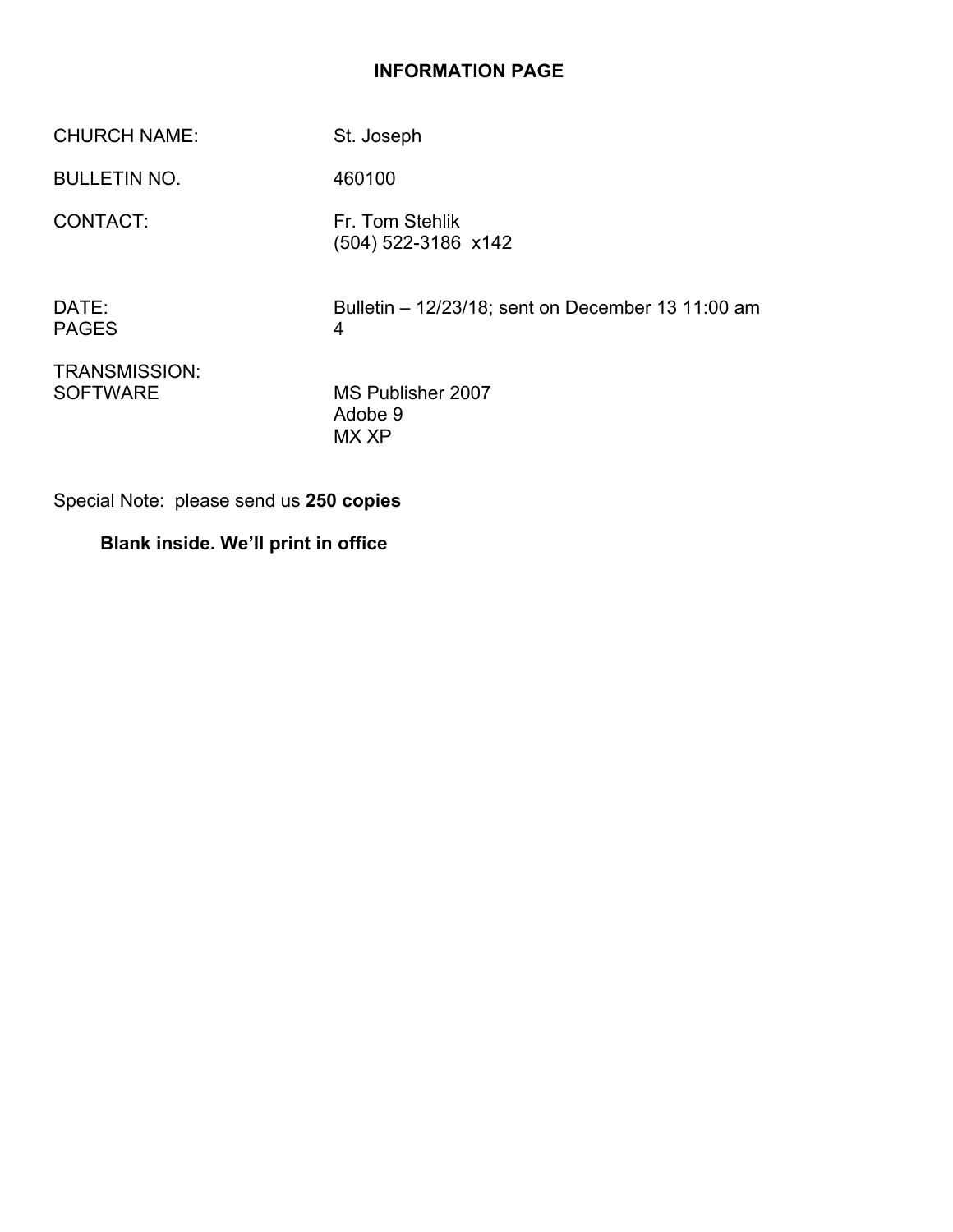# INFORMATION PAGE

| | |
|---|---|
| CHURCH NAME: | St. Joseph |
| BULLETIN NO. | 460100 |
| CONTACT: | Fr. Tom Stehlik<br>(504) 522-3186  x142 |
| DATE:<br>PAGES | Bulletin – 12/23/18; sent on December 13 11:00 am<br>4 |
| TRANSMISSION:<br>SOFTWARE | MS Publisher 2007<br>Adobe 9<br>MX XP |

Special Note: please send us **250 copies**

**Blank inside. We'll print in office**